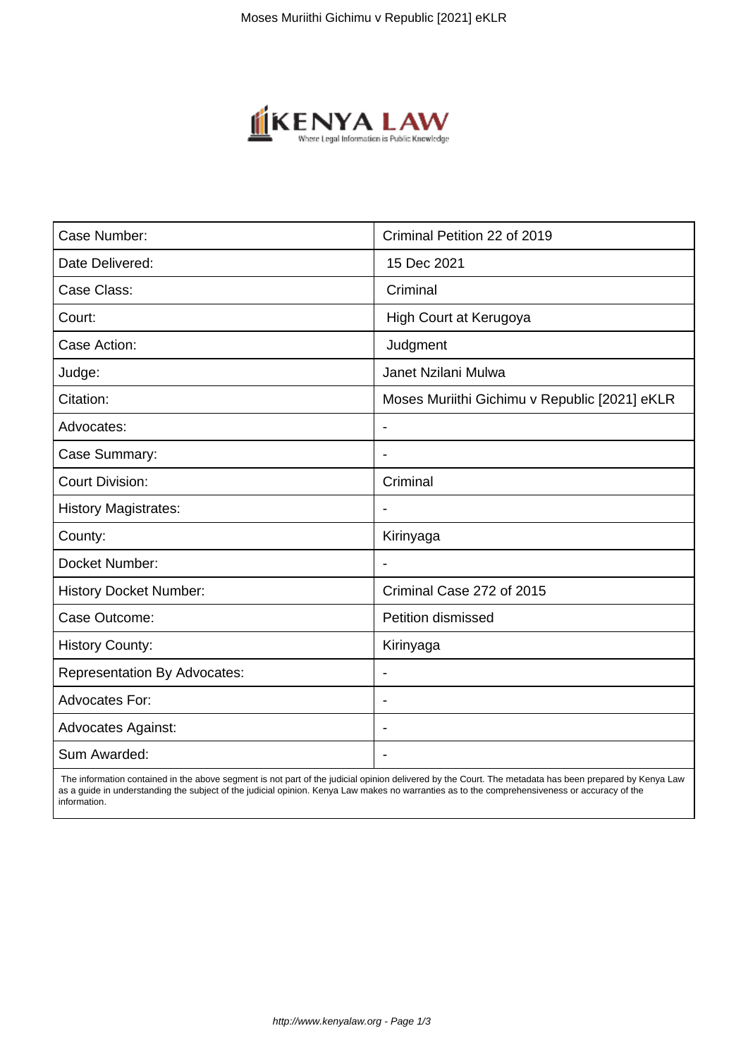| Case Number: | Criminal Petition 22 of 2019 |
| --- | --- |
| Date Delivered: | 15 Dec 2021 |
| Case Class: | Criminal |
| Court: | High Court at Kerugoya |
| Case Action: | Judgment |
| Judge: | Janet Nzilani Mulwa |
| Citation: | Moses Muriithi Gichimu v Republic [2021] eKLR |
| Advocates: | - |
| Case Summary: | - |
| Court Division: | Criminal |
| History Magistrates: | - |
| County: | Kirinyaga |
| Docket Number: | - |
| History Docket Number: | Criminal Case 272 of 2015 |
| Case Outcome: | Petition dismissed |
| History County: | Kirinyaga |
| Representation By Advocates: | - |
| Advocates For: | - |
| Advocates Against: | - |
| Sum Awarded: | - |

The information contained in the above segment is not part of the judicial opinion delivered by the Court. The metadata has been prepared by Kenya Law as a guide in understanding the subject of the judicial opinion. Kenya Law makes no warranties as to the comprehensiveness or accuracy of the information.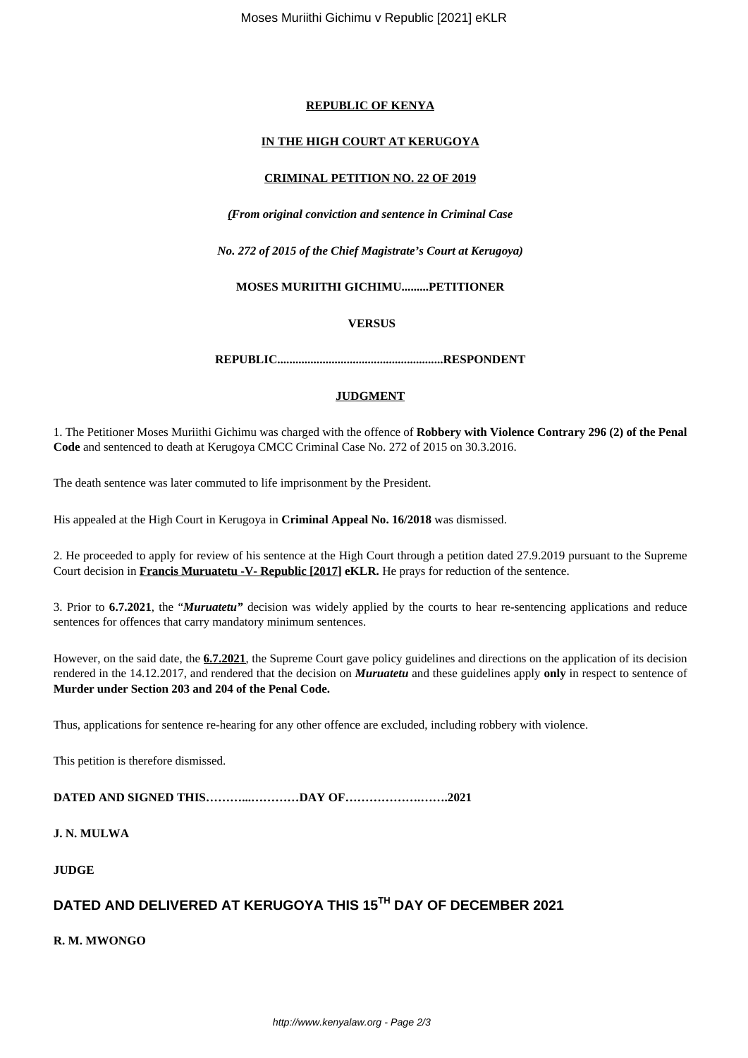**REPUBLIC OF KENYA**

**IN THE HIGH COURT AT KERUGOYA**

**CRIMINAL PETITION NO. 22 OF 2019**

***(From original conviction and sentence in Criminal Case***

***No. 272 of 2015 of the Chief Magistrate's Court at Kerugoya)***

**MOSES MURIITHI GICHIMU.........PETITIONER**

**VERSUS**

**REPUBLIC......................................................RESPONDENT**

**JUDGMENT**

1. The Petitioner Moses Muriithi Gichimu was charged with the offence of **Robbery with Violence Contrary 296 (2) of the Penal Code** and sentenced to death at Kerugoya CMCC Criminal Case No. 272 of 2015 on 30.3.2016.

The death sentence was later commuted to life imprisonment by the President.

His appealed at the High Court in Kerugoya in **Criminal Appeal No. 16/2018** was dismissed.

2. He proceeded to apply for review of his sentence at the High Court through a petition dated 27.9.2019 pursuant to the Supreme Court decision in **Francis Muruatetu -V- Republic [2017] eKLR.** He prays for reduction of the sentence.

3. Prior to **6.7.2021**, the "***Muruatetu"*** decision was widely applied by the courts to hear re-sentencing applications and reduce sentences for offences that carry mandatory minimum sentences.

However, on the said date, the **6.7.2021**, the Supreme Court gave policy guidelines and directions on the application of its decision rendered in the 14.12.2017, and rendered that the decision on ***Muruatetu*** and these guidelines apply **only** in respect to sentence of **Murder under Section 203 and 204 of the Penal Code.**

Thus, applications for sentence re-hearing for any other offence are excluded, including robbery with violence.

This petition is therefore dismissed.

**DATED AND SIGNED THIS………...…………DAY OF……………….…….2021**

**J. N. MULWA**

**JUDGE**

**DATED AND DELIVERED AT KERUGOYA THIS 15TH DAY OF DECEMBER 2021**

**R. M. MWONGO**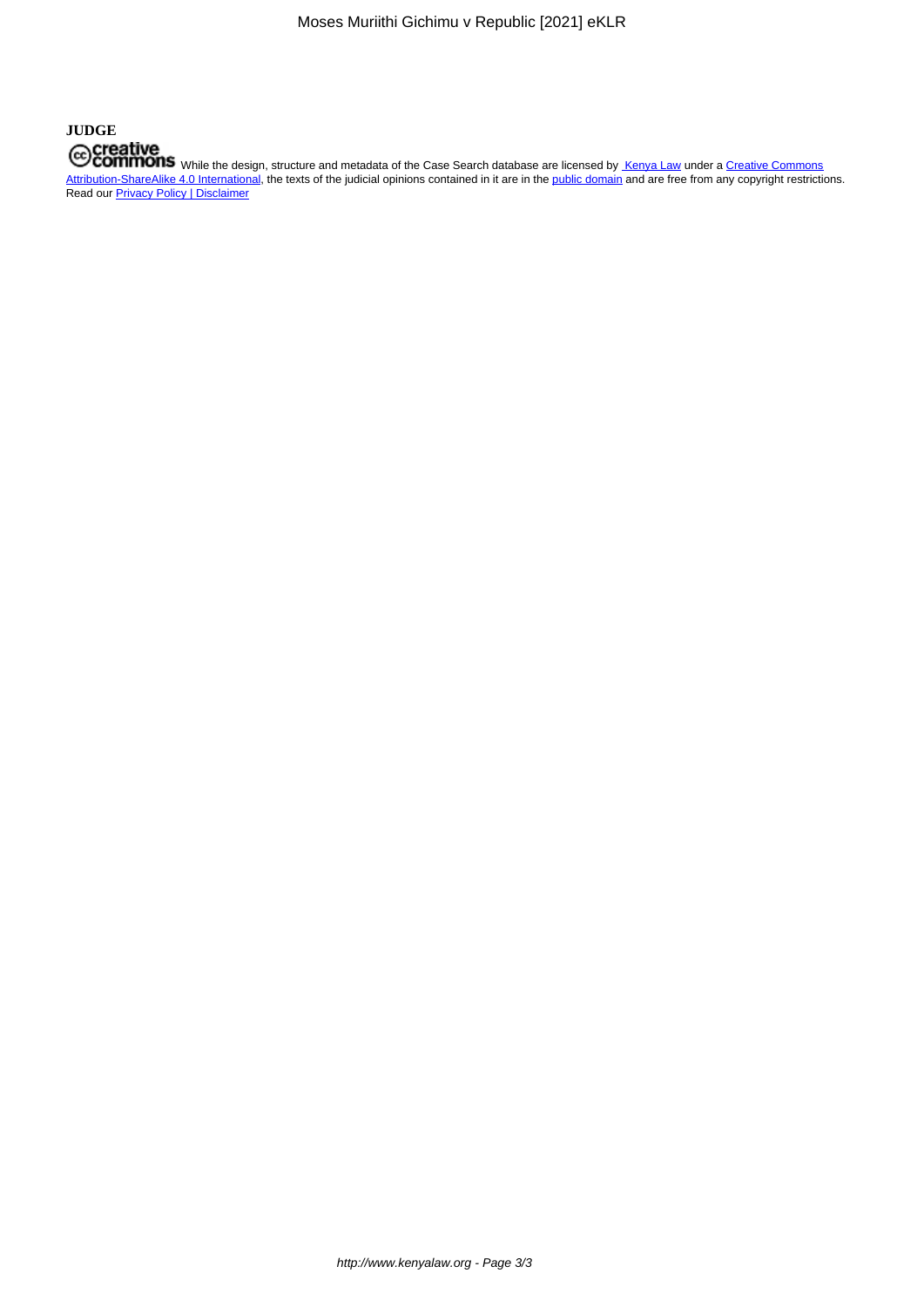**JUDGE**

creative commons While the design, structure and metadata of the Case Search database are licensed by Kenya Law under a Creative Commons Attribution-ShareAlike 4.0 International, the texts of the judicial opinions contained in it are in the public domain and are free from any copyright restrictions. Read our Privacy Policy | Disclaimer